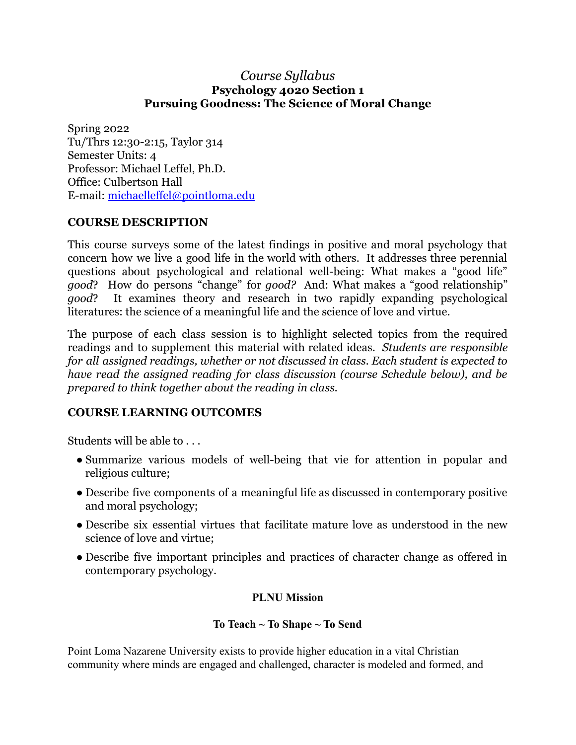*Course Syllabus*
**Psychology 4020 Section 1**
**Pursuing Goodness: The Science of Moral Change**

Spring 2022
Tu/Thrs 12:30-2:15, Taylor 314
Semester Units: 4
Professor: Michael Leffel, Ph.D.
Office: Culbertson Hall
E-mail: [michaelleffel@pointloma.edu](mailto:michaelleffel@pointloma.edu)

## COURSE DESCRIPTION

This course surveys some of the latest findings in positive and moral psychology that concern how we live a good life in the world with others. It addresses three perennial questions about psychological and relational well-being: What makes a "good life" *good*? How do persons "change" for *good?* And: What makes a "good relationship" *good*? It examines theory and research in two rapidly expanding psychological literatures: the science of a meaningful life and the science of love and virtue.

The purpose of each class session is to highlight selected topics from the required readings and to supplement this material with related ideas. *Students are responsible for all assigned readings, whether or not discussed in class. Each student is expected to have read the assigned reading for class discussion (course Schedule below), and be prepared to think together about the reading in class.*

## COURSE LEARNING OUTCOMES

Students will be able to . . .

- Summarize various models of well-being that vie for attention in popular and religious culture;
- Describe five components of a meaningful life as discussed in contemporary positive and moral psychology;
- Describe six essential virtues that facilitate mature love as understood in the new science of love and virtue;
- Describe five important principles and practices of character change as offered in contemporary psychology.

**PLNU Mission**

**To Teach ~ To Shape ~ To Send**

Point Loma Nazarene University exists to provide higher education in a vital Christian community where minds are engaged and challenged, character is modeled and formed, and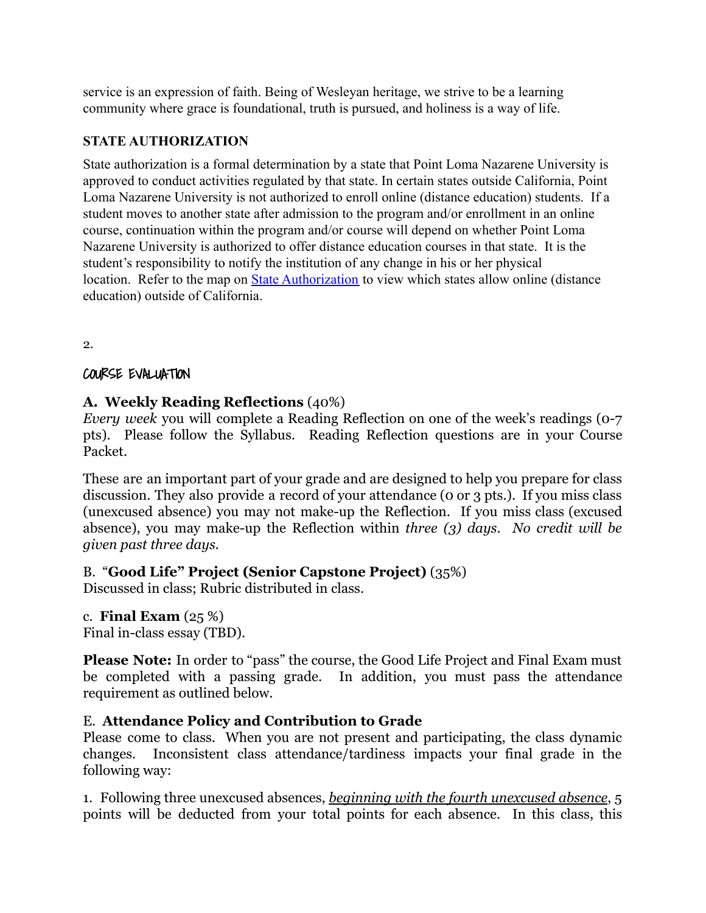service is an expression of faith. Being of Wesleyan heritage, we strive to be a learning community where grace is foundational, truth is pursued, and holiness is a way of life.

### STATE AUTHORIZATION

State authorization is a formal determination by a state that Point Loma Nazarene University is approved to conduct activities regulated by that state. In certain states outside California, Point Loma Nazarene University is not authorized to enroll online (distance education) students. If a student moves to another state after admission to the program and/or enrollment in an online course, continuation within the program and/or course will depend on whether Point Loma Nazarene University is authorized to offer distance education courses in that state. It is the student's responsibility to notify the institution of any change in his or her physical location. Refer to the map on [State Authorization](State Authorization) to view which states allow online (distance education) outside of California.

2.

## COURSE EVALUATION

### A. **Weekly Reading Reflections** (40%)

*Every week* you will complete a Reading Reflection on one of the week's readings (0-7 pts). Please follow the Syllabus. Reading Reflection questions are in your Course Packet.

These are an important part of your grade and are designed to help you prepare for class discussion. They also provide a record of your attendance (0 or 3 pts.). If you miss class (unexcused absence) you may not make-up the Reflection. If you miss class (excused absence), you may make-up the Reflection within *three (3) days*. *No credit will be given past three days.*

### B. "**Good Life" Project (Senior Capstone Project)** (35%)

Discussed in class; Rubric distributed in class.

### c. **Final Exam** (25 %)

Final in-class essay (TBD).

**Please Note:** In order to "pass" the course, the Good Life Project and Final Exam must be completed with a passing grade. In addition, you must pass the attendance requirement as outlined below.

### E. **Attendance Policy and Contribution to Grade**

Please come to class. When you are not present and participating, the class dynamic changes. Inconsistent class attendance/tardiness impacts your final grade in the following way:

1. Following three unexcused absences, ***beginning with the fourth unexcused absence***, 5 points will be deducted from your total points for each absence. In this class, this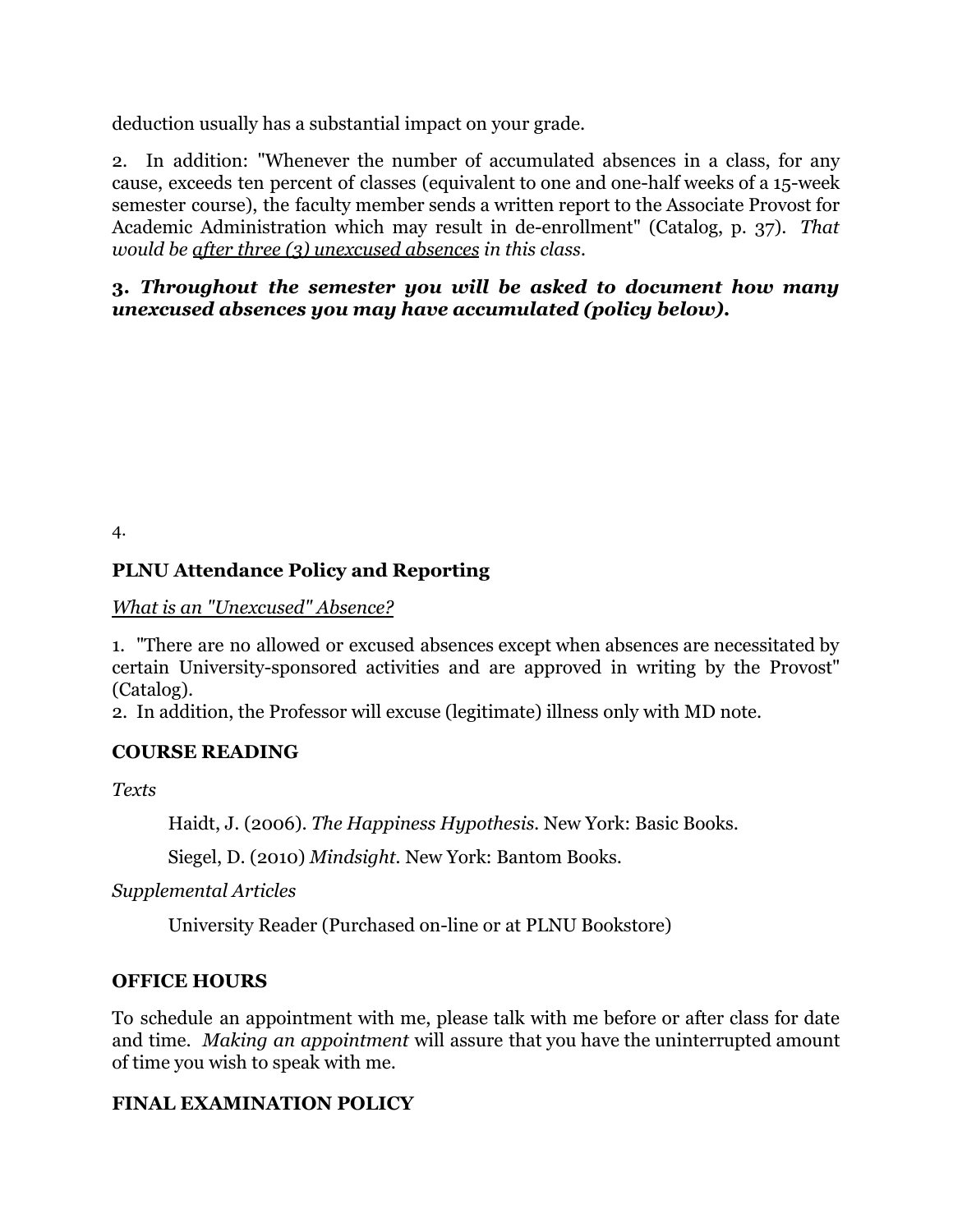deduction usually has a substantial impact on your grade.

2. In addition: "Whenever the number of accumulated absences in a class, for any cause, exceeds ten percent of classes (equivalent to one and one-half weeks of a 15-week semester course), the faculty member sends a written report to the Associate Provost for Academic Administration which may result in de-enrollment" (Catalog, p. 37). *That would be <u>after three (3) unexcused absences</u> in this class.*

**3. *Throughout the semester you will be asked to document how many unexcused absences you may have accumulated (policy below).***

4.

**PLNU Attendance Policy and Reporting**

*<u>What is an "Unexcused" Absence?</u>*

1. "There are no allowed or excused absences except when absences are necessitated by certain University-sponsored activities and are approved in writing by the Provost" (Catalog).
2. In addition, the Professor will excuse (legitimate) illness only with MD note.

**COURSE READING**

*Texts*

> Haidt, J. (2006). *The Happiness Hypothesis.* New York: Basic Books.
>
> Siegel, D. (2010) *Mindsight.* New York: Bantom Books.

*Supplemental Articles*

> University Reader (Purchased on-line or at PLNU Bookstore)

**OFFICE HOURS**

To schedule an appointment with me, please talk with me before or after class for date and time. *Making an appointment* will assure that you have the uninterrupted amount of time you wish to speak with me.

**FINAL EXAMINATION POLICY**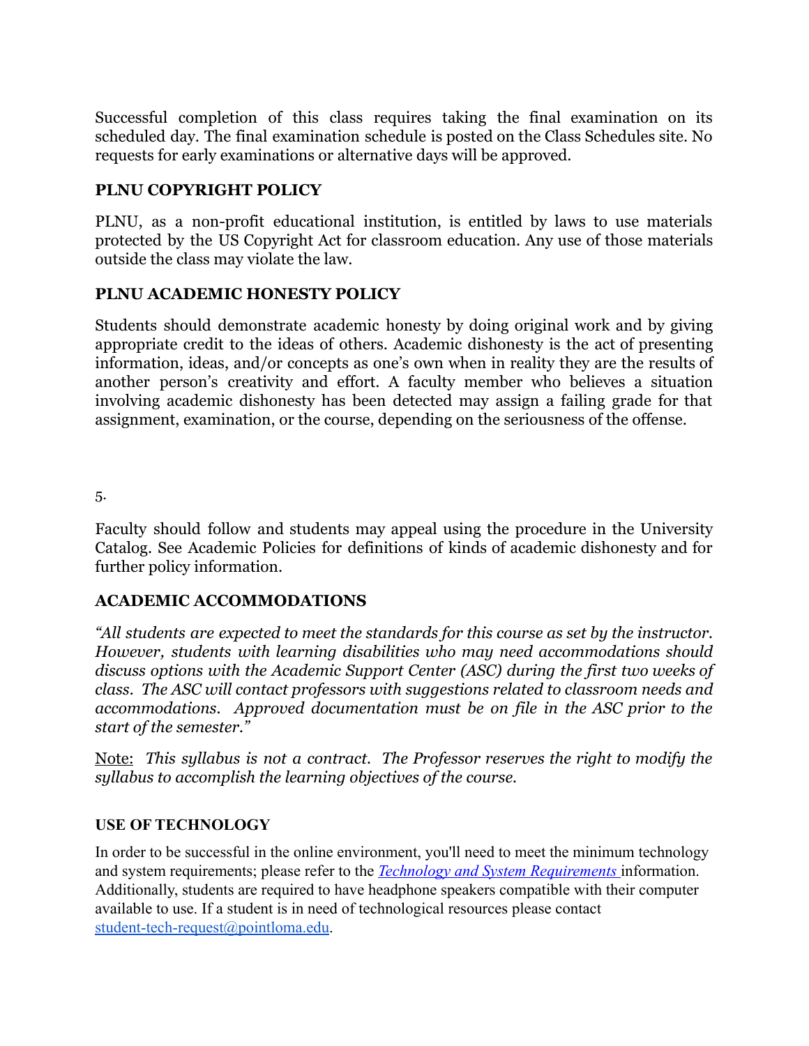Successful completion of this class requires taking the final examination on its scheduled day. The final examination schedule is posted on the Class Schedules site. No requests for early examinations or alternative days will be approved.

## PLNU COPYRIGHT POLICY

PLNU, as a non-profit educational institution, is entitled by laws to use materials protected by the US Copyright Act for classroom education. Any use of those materials outside the class may violate the law.

## PLNU ACADEMIC HONESTY POLICY

Students should demonstrate academic honesty by doing original work and by giving appropriate credit to the ideas of others. Academic dishonesty is the act of presenting information, ideas, and/or concepts as one's own when in reality they are the results of another person's creativity and effort. A faculty member who believes a situation involving academic dishonesty has been detected may assign a failing grade for that assignment, examination, or the course, depending on the seriousness of the offense.

Faculty should follow and students may appeal using the procedure in the University Catalog. See Academic Policies for definitions of kinds of academic dishonesty and for further policy information.

## ACADEMIC ACCOMMODATIONS

*"All students are expected to meet the standards for this course as set by the instructor. However, students with learning disabilities who may need accommodations should discuss options with the Academic Support Center (ASC) during the first two weeks of class. The ASC will contact professors with suggestions related to classroom needs and accommodations. Approved documentation must be on file in the ASC prior to the start of the semester."*

Note: *This syllabus is not a contract. The Professor reserves the right to modify the syllabus to accomplish the learning objectives of the course.*

## USE OF TECHNOLOGY

In order to be successful in the online environment, you'll need to meet the minimum technology and system requirements; please refer to the *Technology and System Requirements* information. Additionally, students are required to have headphone speakers compatible with their computer available to use. If a student is in need of technological resources please contact student-tech-request@pointloma.edu.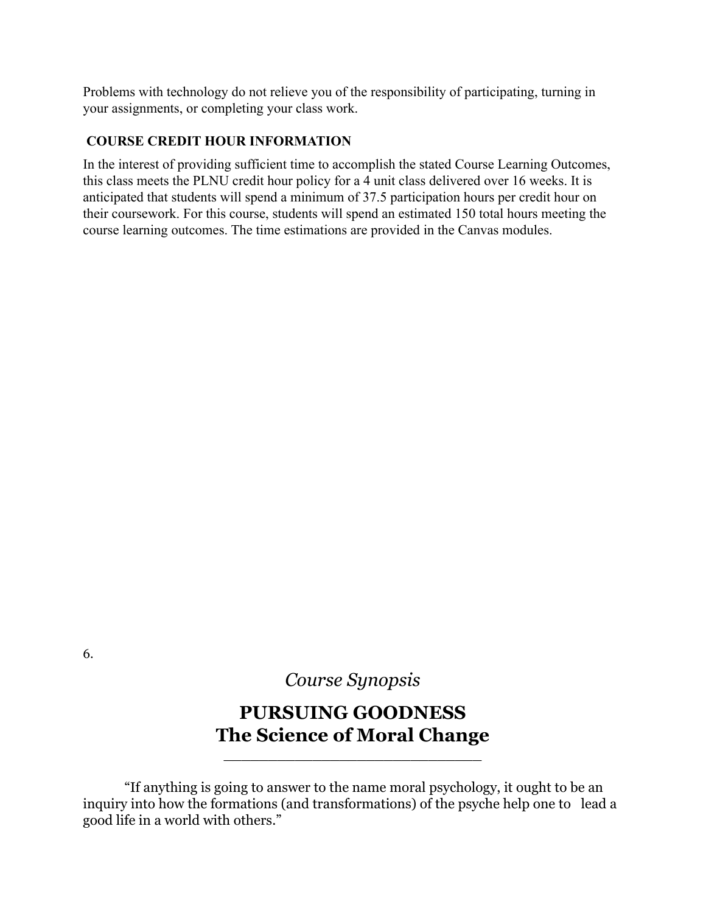Problems with technology do not relieve you of the responsibility of participating, turning in your assignments, or completing your class work.

### COURSE CREDIT HOUR INFORMATION

In the interest of providing sufficient time to accomplish the stated Course Learning Outcomes, this class meets the PLNU credit hour policy for a 4 unit class delivered over 16 weeks. It is anticipated that students will spend a minimum of 37.5 participation hours per credit hour on their coursework. For this course, students will spend an estimated 150 total hours meeting the course learning outcomes. The time estimations are provided in the Canvas modules.

6.

*Course Synopsis*

## PURSUING GOODNESS
## The Science of Moral Change

---

"If anything is going to answer to the name moral psychology, it ought to be an inquiry into how the formations (and transformations) of the psyche help one to lead a good life in a world with others."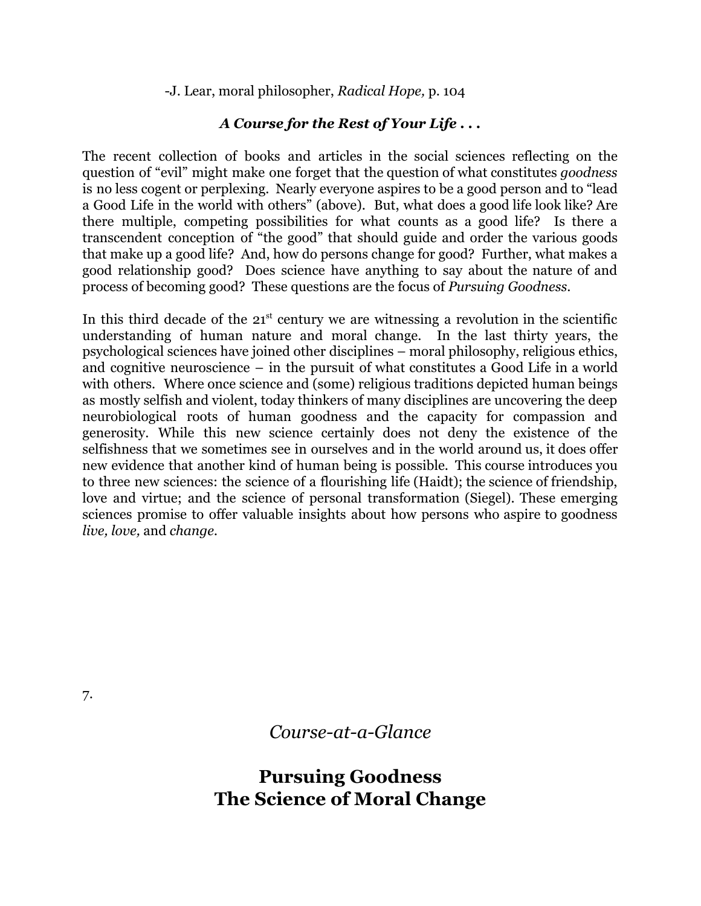-J. Lear, moral philosopher, *Radical Hope,* p. 104

***A Course for the Rest of Your Life . . .***

The recent collection of books and articles in the social sciences reflecting on the question of "evil" might make one forget that the question of what constitutes *goodness* is no less cogent or perplexing. Nearly everyone aspires to be a good person and to "lead a Good Life in the world with others" (above). But, what does a good life look like? Are there multiple, competing possibilities for what counts as a good life? Is there a transcendent conception of "the good" that should guide and order the various goods that make up a good life? And, how do persons change for good? Further, what makes a good relationship good? Does science have anything to say about the nature of and process of becoming good? These questions are the focus of *Pursuing Goodness*.

In this third decade of the 21st century we are witnessing a revolution in the scientific understanding of human nature and moral change. In the last thirty years, the psychological sciences have joined other disciplines – moral philosophy, religious ethics, and cognitive neuroscience – in the pursuit of what constitutes a Good Life in a world with others. Where once science and (some) religious traditions depicted human beings as mostly selfish and violent, today thinkers of many disciplines are uncovering the deep neurobiological roots of human goodness and the capacity for compassion and generosity. While this new science certainly does not deny the existence of the selfishness that we sometimes see in ourselves and in the world around us, it does offer new evidence that another kind of human being is possible. This course introduces you to three new sciences: the science of a flourishing life (Haidt); the science of friendship, love and virtue; and the science of personal transformation (Siegel). These emerging sciences promise to offer valuable insights about how persons who aspire to goodness *live, love,* and *change.*

7.

*Course-at-a-Glance*

**Pursuing Goodness**
**The Science of Moral Change**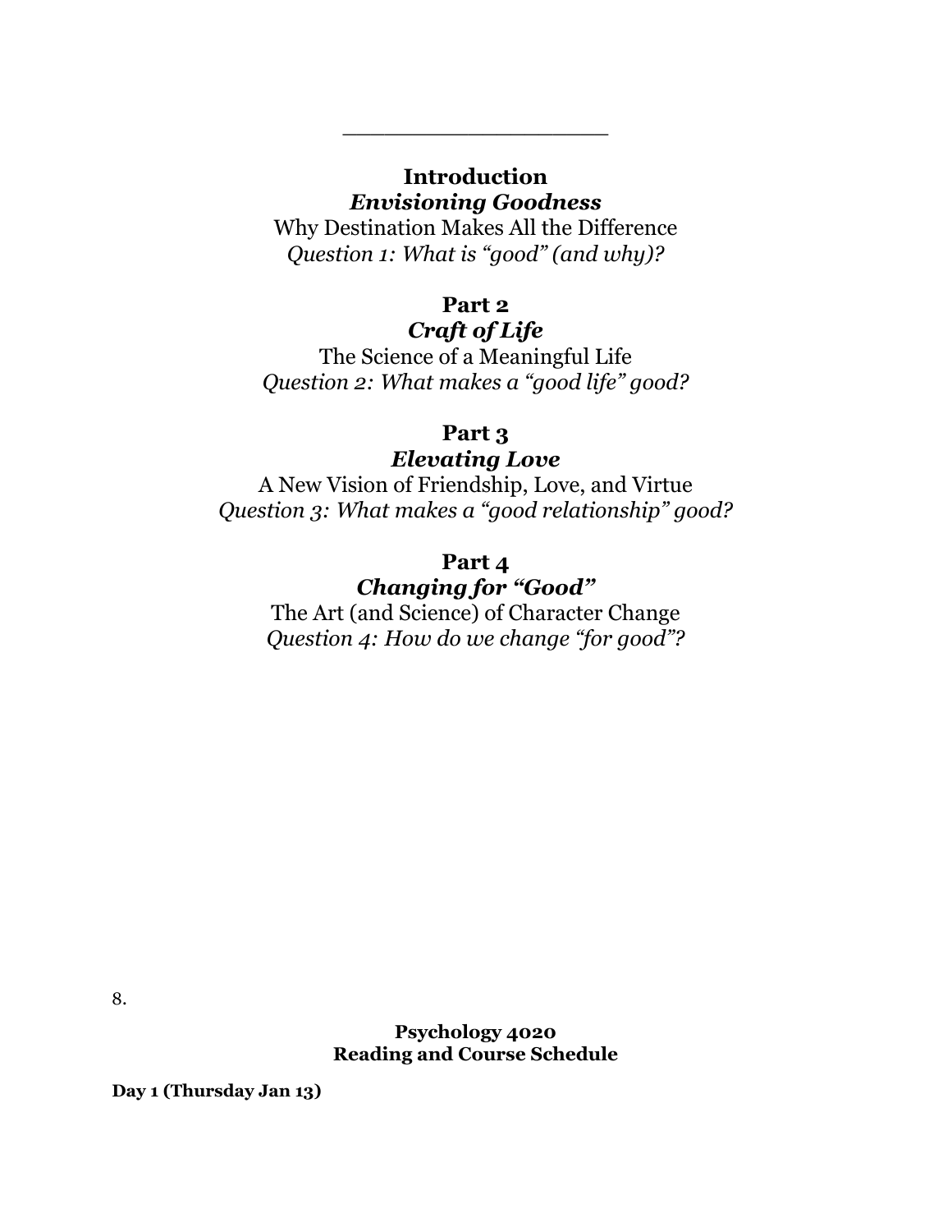___________________

**Introduction**
***Envisioning Goodness***
Why Destination Makes All the Difference
*Question 1: What is "good" (and why)?*

**Part 2**
***Craft of Life***
The Science of a Meaningful Life
*Question 2: What makes a "good life" good?*

**Part 3**
***Elevating Love***
A New Vision of Friendship, Love, and Virtue
*Question 3: What makes a "good relationship" good?*

**Part 4**
***Changing for "Good"***
The Art (and Science) of Character Change
*Question 4: How do we change "for good"?*

8.

**Psychology 4020**
**Reading and Course Schedule**

**Day 1 (Thursday Jan 13)**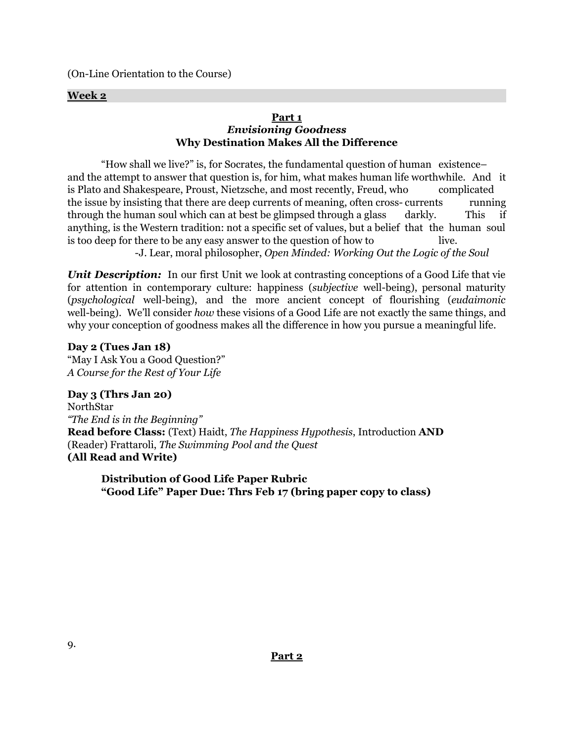(On-Line Orientation to the Course)

## Week 2

### Part 1
### *Envisioning Goodness*
### Why Destination Makes All the Difference

"How shall we live?" is, for Socrates, the fundamental question of human existence– and the attempt to answer that question is, for him, what makes human life worthwhile. And it is Plato and Shakespeare, Proust, Nietzsche, and most recently, Freud, who complicated the issue by insisting that there are deep currents of meaning, often cross- currents running through the human soul which can at best be glimpsed through a glass darkly. This if anything, is the Western tradition: not a specific set of values, but a belief that the human soul is too deep for there to be any easy answer to the question of how to live.

-J. Lear, moral philosopher, *Open Minded: Working Out the Logic of the Soul*

***Unit Description:*** In our first Unit we look at contrasting conceptions of a Good Life that vie for attention in contemporary culture: happiness (*subjective* well-being), personal maturity (*psychological* well-being), and the more ancient concept of flourishing (*eudaimonic* well-being). We'll consider *how* these visions of a Good Life are not exactly the same things, and why your conception of goodness makes all the difference in how you pursue a meaningful life.

**Day 2 (Tues Jan 18)**
"May I Ask You a Good Question?"
*A Course for the Rest of Your Life*

**Day 3 (Thrs Jan 20)**
NorthStar
*"The End is in the Beginning"*
**Read before Class:** (Text) Haidt, *The Happiness Hypothesis*, Introduction **AND** (Reader) Frattaroli, *The Swimming Pool and the Quest*
**(All Read and Write)**

> **Distribution of Good Life Paper Rubric**
> **"Good Life" Paper Due: Thrs Feb 17 (bring paper copy to class)**

### Part 2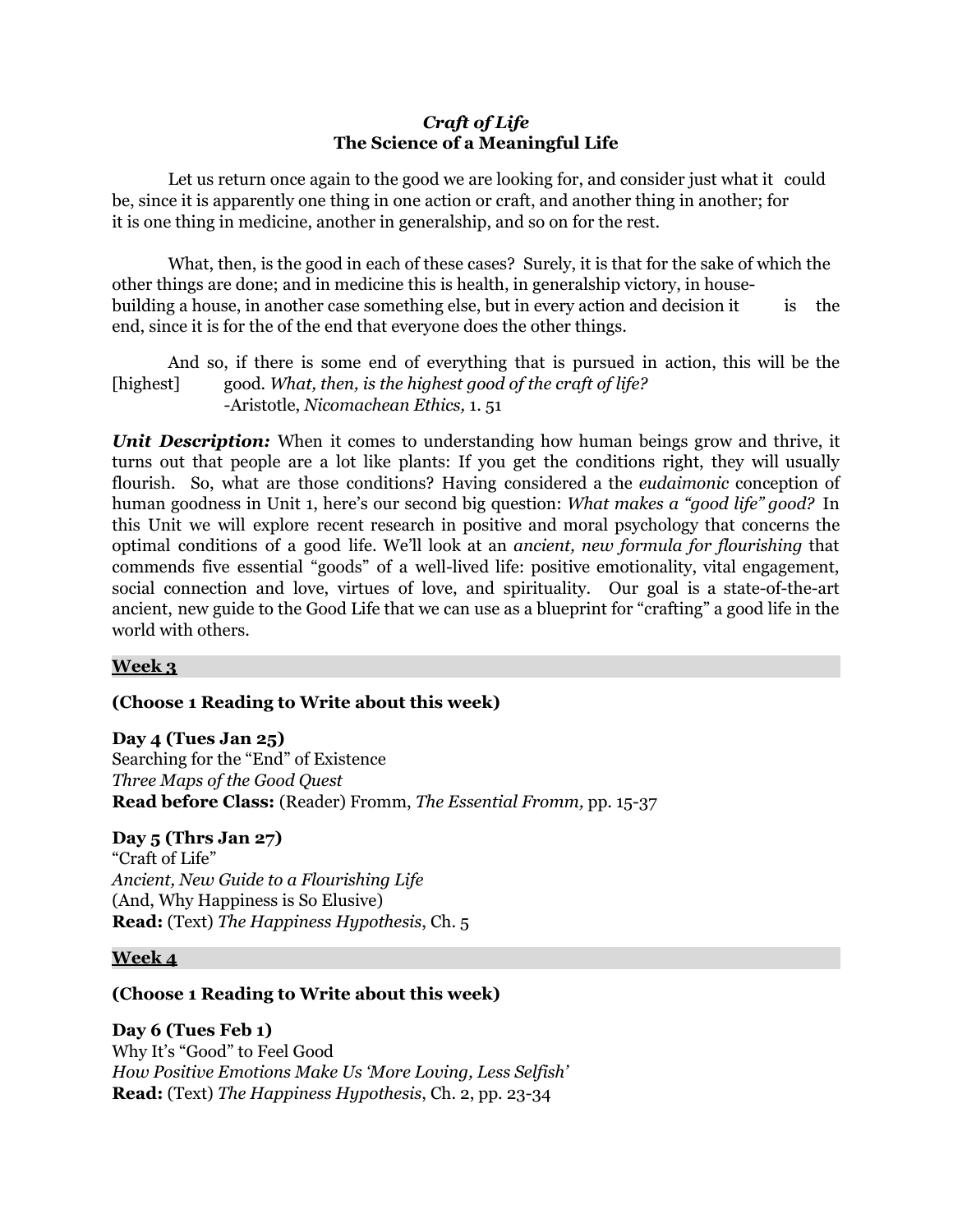***Craft of Life***
**The Science of a Meaningful Life**

Let us return once again to the good we are looking for, and consider just what it could be, since it is apparently one thing in one action or craft, and another thing in another; for it is one thing in medicine, another in generalship, and so on for the rest.

What, then, is the good in each of these cases? Surely, it is that for the sake of which the other things are done; and in medicine this is health, in generalship victory, in house-building a house, in another case something else, but in every action and decision it is the end, since it is for the of the end that everyone does the other things.

And so, if there is some end of everything that is pursued in action, this will be the [highest] good. *What, then, is the highest good of the craft of life?*
-Aristotle, *Nicomachean Ethics,* 1. 51

***Unit Description:*** When it comes to understanding how human beings grow and thrive, it turns out that people are a lot like plants: If you get the conditions right, they will usually flourish. So, what are those conditions? Having considered a the *eudaimonic* conception of human goodness in Unit 1, here's our second big question: *What makes a "good life" good?* In this Unit we will explore recent research in positive and moral psychology that concerns the optimal conditions of a good life. We'll look at an *ancient, new formula for flourishing* that commends five essential "goods" of a well-lived life: positive emotionality, vital engagement, social connection and love, virtues of love, and spirituality. Our goal is a state-of-the-art ancient, new guide to the Good Life that we can use as a blueprint for "crafting" a good life in the world with others.

## Week 3

**(Choose 1 Reading to Write about this week)**

**Day 4 (Tues Jan 25)**
Searching for the "End" of Existence
*Three Maps of the Good Quest*
**Read before Class:** (Reader) Fromm, *The Essential Fromm,* pp. 15-37

**Day 5 (Thrs Jan 27)**
"Craft of Life"
*Ancient, New Guide to a Flourishing Life*
(And, Why Happiness is So Elusive)
**Read:** (Text) *The Happiness Hypothesis*, Ch. 5

## Week 4

**(Choose 1 Reading to Write about this week)**

**Day 6 (Tues Feb 1)**
Why It's "Good" to Feel Good
*How Positive Emotions Make Us 'More Loving, Less Selfish'*
**Read:** (Text) *The Happiness Hypothesis*, Ch. 2, pp. 23-34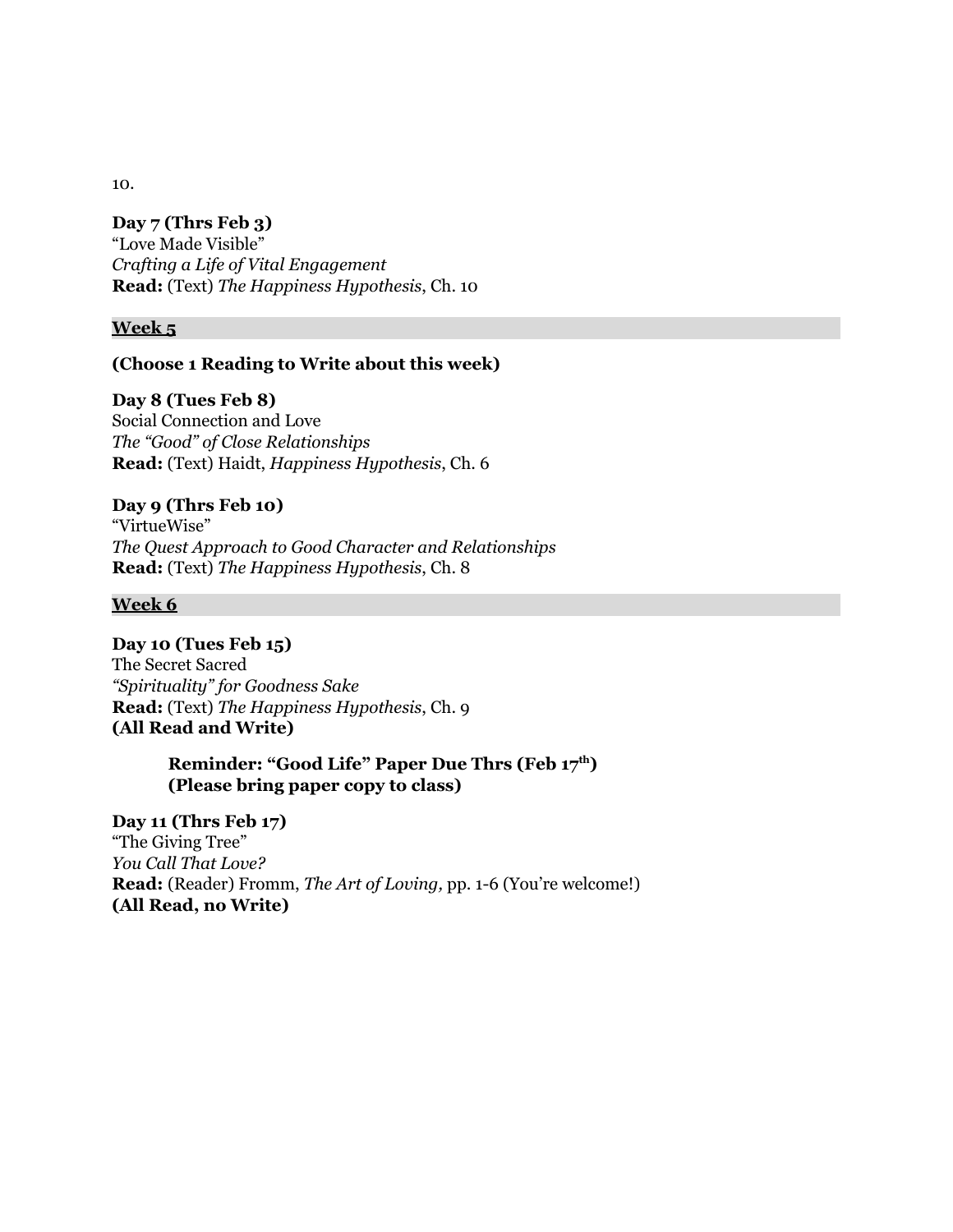**Day 7 (Thrs Feb 3)**
"Love Made Visible"
*Crafting a Life of Vital Engagement*
**Read:** (Text) *The Happiness Hypothesis*, Ch. 10

## Week 5

**(Choose 1 Reading to Write about this week)**

**Day 8 (Tues Feb 8)**
Social Connection and Love
*The "Good" of Close Relationships*
**Read:** (Text) Haidt, *Happiness Hypothesis*, Ch. 6

**Day 9 (Thrs Feb 10)**
"VirtueWise"
*The Quest Approach to Good Character and Relationships*
**Read:** (Text) *The Happiness Hypothesis*, Ch. 8

## Week 6

**Day 10 (Tues Feb 15)**
The Secret Sacred
*"Spirituality" for Goodness Sake*
**Read:** (Text) *The Happiness Hypothesis*, Ch. 9
**(All Read and Write)**

> **Reminder: "Good Life" Paper Due Thrs (Feb 17th)**
> **(Please bring paper copy to class)**

**Day 11 (Thrs Feb 17)**
"The Giving Tree"
*You Call That Love?*
**Read:** (Reader) Fromm, *The Art of Loving,* pp. 1-6 (You're welcome!)
**(All Read, no Write)**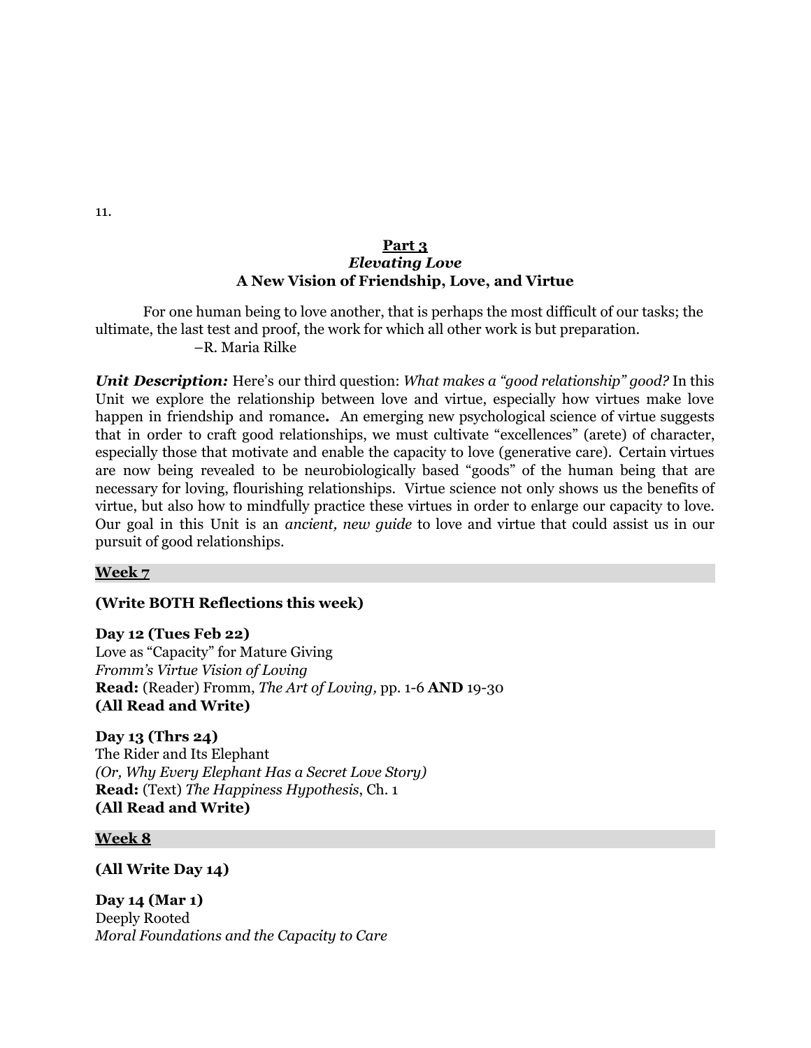## Part 3
### *Elevating Love*
### A New Vision of Friendship, Love, and Virtue

For one human being to love another, that is perhaps the most difficult of our tasks; the ultimate, the last test and proof, the work for which all other work is but preparation.
–R. Maria Rilke

***Unit Description:*** Here's our third question: *What makes a "good relationship" good?* In this Unit we explore the relationship between love and virtue, especially how virtues make love happen in friendship and romance**.** An emerging new psychological science of virtue suggests that in order to craft good relationships, we must cultivate "excellences" (arete) of character, especially those that motivate and enable the capacity to love (generative care). Certain virtues are now being revealed to be neurobiologically based "goods" of the human being that are necessary for loving, flourishing relationships. Virtue science not only shows us the benefits of virtue, but also how to mindfully practice these virtues in order to enlarge our capacity to love. Our goal in this Unit is an *ancient, new guide* to love and virtue that could assist us in our pursuit of good relationships.

**Week 7**

**(Write BOTH Reflections this week)**

**Day 12 (Tues Feb 22)**
Love as "Capacity" for Mature Giving
*Fromm's Virtue Vision of Loving*
**Read:** (Reader) Fromm, *The Art of Loving,* pp. 1-6 **AND** 19-30
**(All Read and Write)**

**Day 13 (Thrs 24)**
The Rider and Its Elephant
*(Or, Why Every Elephant Has a Secret Love Story)*
**Read:** (Text) *The Happiness Hypothesis*, Ch. 1
**(All Read and Write)**

**Week 8**

**(All Write Day 14)**

**Day 14 (Mar 1)**
Deeply Rooted
*Moral Foundations and the Capacity to Care*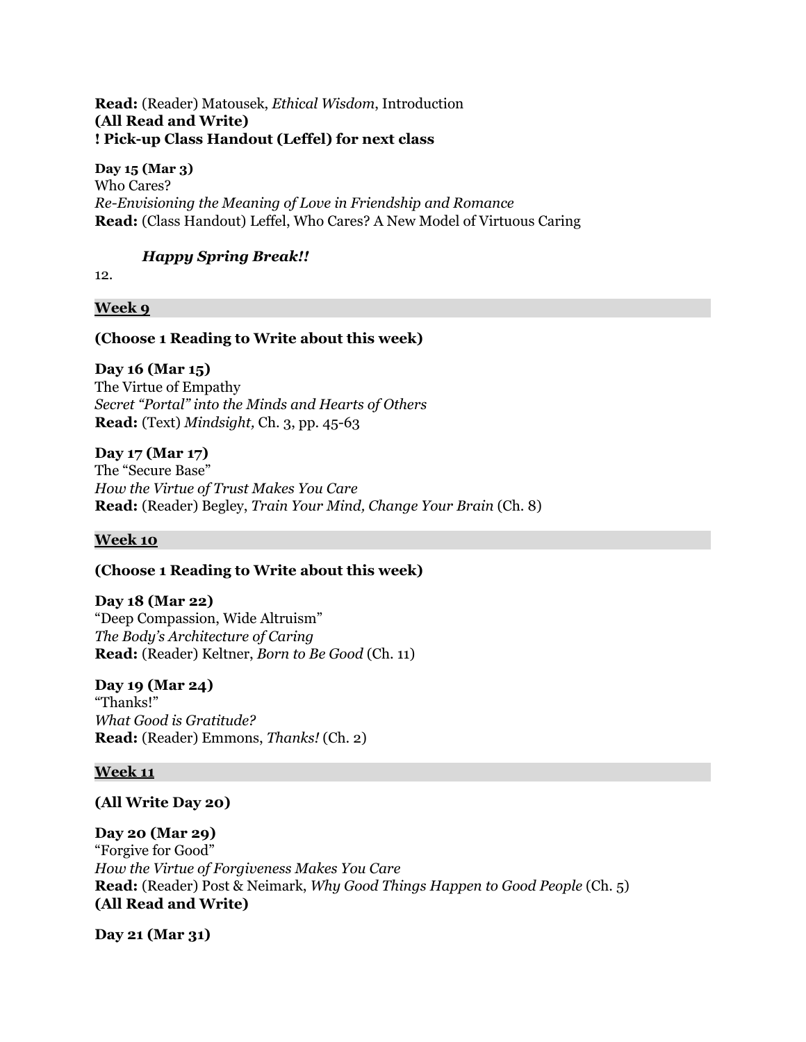**Read:** (Reader) Matousek, *Ethical Wisdom*, Introduction
**(All Read and Write)**
**! Pick-up Class Handout (Leffel) for next class**

**Day 15 (Mar 3)**
Who Cares?
*Re-Envisioning the Meaning of Love in Friendship and Romance*
**Read:** (Class Handout) Leffel, Who Cares? A New Model of Virtuous Caring

***Happy Spring Break!!***

## Week 9

**(Choose 1 Reading to Write about this week)**

**Day 16 (Mar 15)**
The Virtue of Empathy
*Secret "Portal" into the Minds and Hearts of Others*
**Read:** (Text) *Mindsight,* Ch. 3, pp. 45-63

**Day 17 (Mar 17)**
The "Secure Base"
*How the Virtue of Trust Makes You Care*
**Read:** (Reader) Begley, *Train Your Mind, Change Your Brain* (Ch. 8)

## Week 10

**(Choose 1 Reading to Write about this week)**

**Day 18 (Mar 22)**
"Deep Compassion, Wide Altruism"
*The Body's Architecture of Caring*
**Read:** (Reader) Keltner, *Born to Be Good* (Ch. 11)

**Day 19 (Mar 24)**
"Thanks!"
*What Good is Gratitude?*
**Read:** (Reader) Emmons, *Thanks!* (Ch. 2)

## Week 11

**(All Write Day 20)**

**Day 20 (Mar 29)**
"Forgive for Good"
*How the Virtue of Forgiveness Makes You Care*
**Read:** (Reader) Post & Neimark, *Why Good Things Happen to Good People* (Ch. 5)
**(All Read and Write)**

**Day 21 (Mar 31)**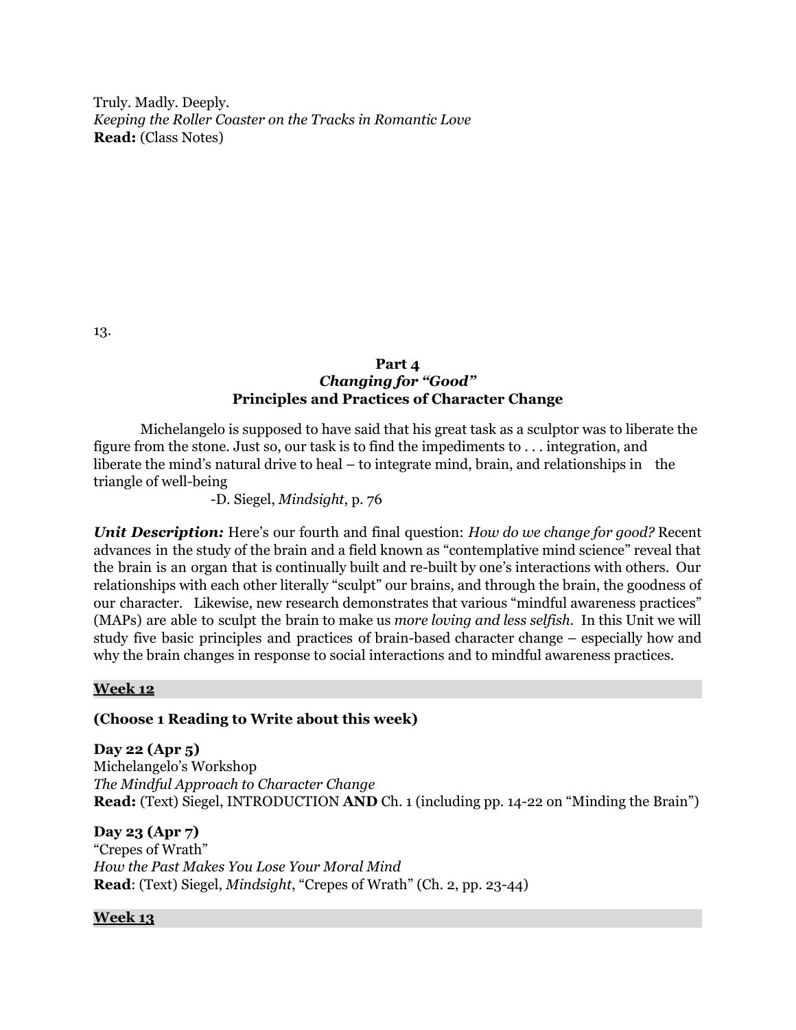Truly. Madly. Deeply.
*Keeping the Roller Coaster on the Tracks in Romantic Love*
**Read:** (Class Notes)

## Part 4
### *Changing for "Good"*
### Principles and Practices of Character Change

Michelangelo is supposed to have said that his great task as a sculptor was to liberate the figure from the stone. Just so, our task is to find the impediments to . . . integration, and liberate the mind's natural drive to heal – to integrate mind, brain, and relationships in the triangle of well-being

-D. Siegel, *Mindsight*, p. 76

***Unit Description:*** Here's our fourth and final question: *How do we change for good?* Recent advances in the study of the brain and a field known as "contemplative mind science" reveal that the brain is an organ that is continually built and re-built by one's interactions with others. Our relationships with each other literally "sculpt" our brains, and through the brain, the goodness of our character. Likewise, new research demonstrates that various "mindful awareness practices" (MAPs) are able to sculpt the brain to make us *more loving and less selfish.* In this Unit we will study five basic principles and practices of brain-based character change – especially how and why the brain changes in response to social interactions and to mindful awareness practices.

**Week 12**

**(Choose 1 Reading to Write about this week)**

**Day 22 (Apr 5)**
Michelangelo's Workshop
*The Mindful Approach to Character Change*
**Read:** (Text) Siegel, INTRODUCTION **AND** Ch. 1 (including pp. 14-22 on "Minding the Brain")

**Day 23 (Apr 7)**
"Crepes of Wrath"
*How the Past Makes You Lose Your Moral Mind*
**Read**: (Text) Siegel, *Mindsight*, "Crepes of Wrath" (Ch. 2, pp. 23-44)

**Week 13**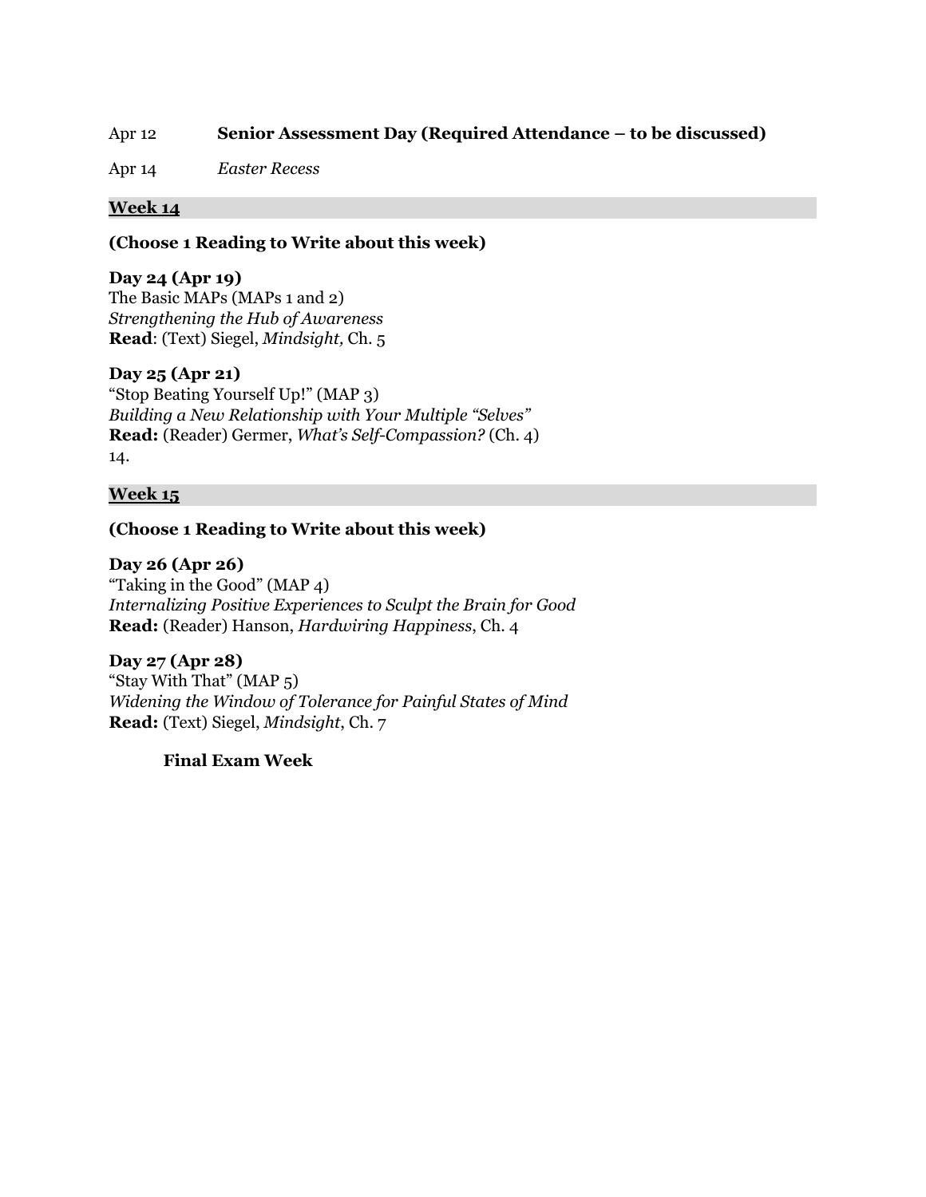Apr 12 **Senior Assessment Day (Required Attendance – to be discussed)**

Apr 14 *Easter Recess*

## Week 14

**(Choose 1 Reading to Write about this week)**

**Day 24 (Apr 19)**
The Basic MAPs (MAPs 1 and 2)
*Strengthening the Hub of Awareness*
**Read**: (Text) Siegel, *Mindsight,* Ch. 5

**Day 25 (Apr 21)**
"Stop Beating Yourself Up!" (MAP 3)
*Building a New Relationship with Your Multiple "Selves"*
**Read:** (Reader) Germer, *What's Self-Compassion?* (Ch. 4)
14.

## Week 15

**(Choose 1 Reading to Write about this week)**

**Day 26 (Apr 26)**
"Taking in the Good" (MAP 4)
*Internalizing Positive Experiences to Sculpt the Brain for Good*
**Read:** (Reader) Hanson, *Hardwiring Happiness*, Ch. 4

**Day 27 (Apr 28)**
"Stay With That" (MAP 5)
*Widening the Window of Tolerance for Painful States of Mind*
**Read:** (Text) Siegel, *Mindsight*, Ch. 7

**Final Exam Week**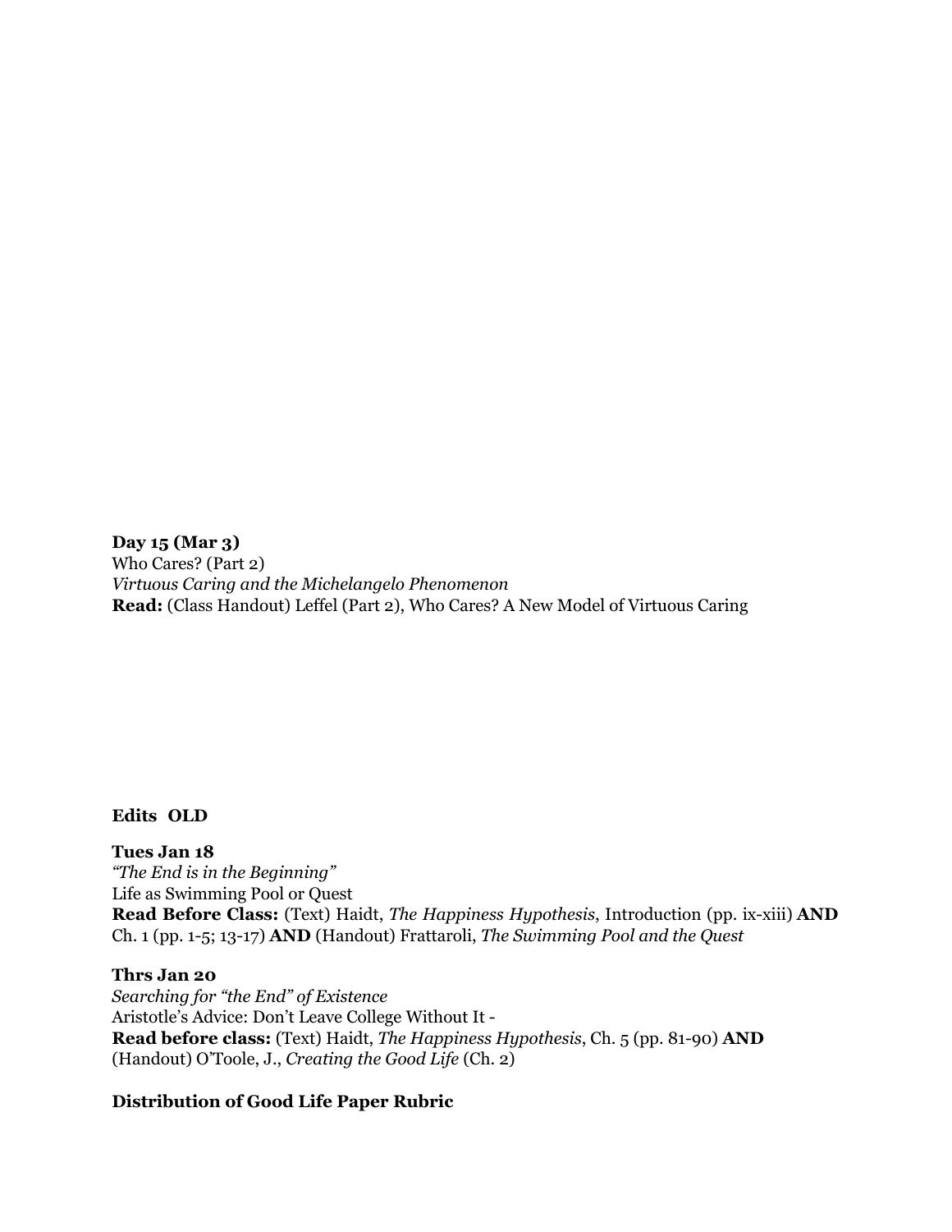**Day 15 (Mar 3)**
Who Cares? (Part 2)
*Virtuous Caring and the Michelangelo Phenomenon*
**Read:** (Class Handout) Leffel (Part 2), Who Cares? A New Model of Virtuous Caring

**Edits OLD**

**Tues Jan 18**
*"The End is in the Beginning"*
Life as Swimming Pool or Quest
**Read Before Class:** (Text) Haidt, *The Happiness Hypothesis*, Introduction (pp. ix-xiii) **AND** Ch. 1 (pp. 1-5; 13-17) **AND** (Handout) Frattaroli, *The Swimming Pool and the Quest*

**Thrs Jan 20**
*Searching for "the End" of Existence*
Aristotle's Advice: Don't Leave College Without It -
**Read before class:** (Text) Haidt, *The Happiness Hypothesis*, Ch. 5 (pp. 81-90) **AND** (Handout) O'Toole, J., *Creating the Good Life* (Ch. 2)

**Distribution of Good Life Paper Rubric**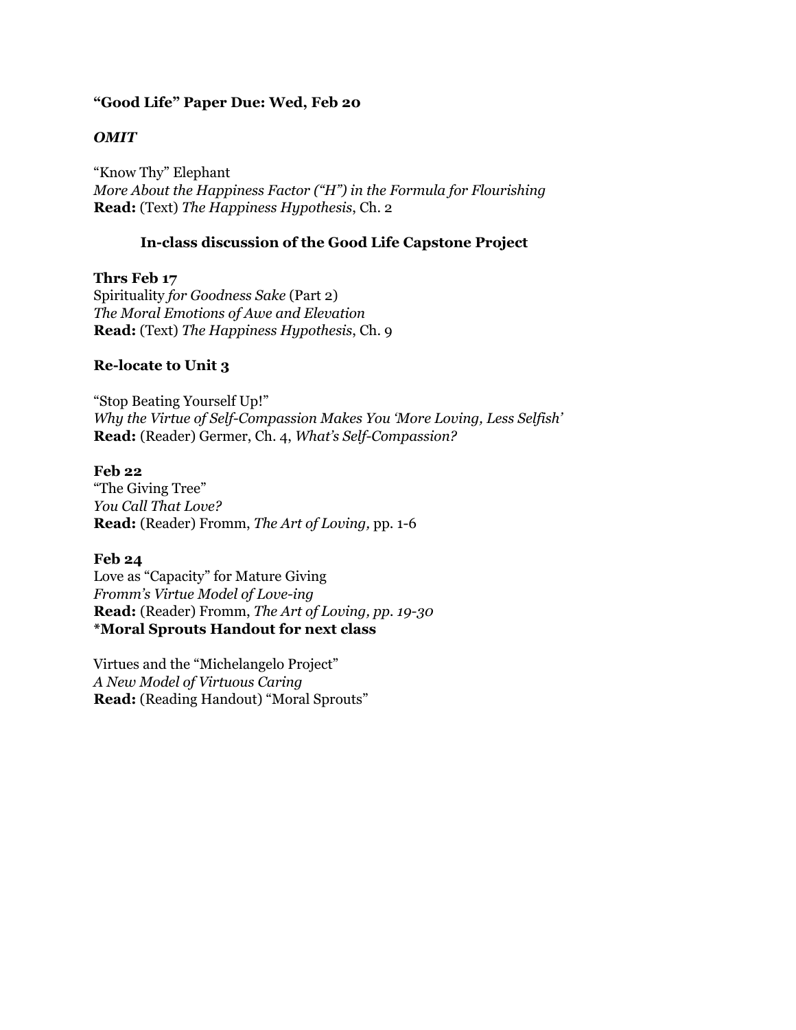**"Good Life" Paper Due: Wed, Feb 20**

***OMIT***

"Know Thy" Elephant
*More About the Happiness Factor ("H") in the Formula for Flourishing*
**Read:** (Text) *The Happiness Hypothesis*, Ch. 2

**In-class discussion of the Good Life Capstone Project**

**Thrs Feb 17**
Spirituality *for Goodness Sake* (Part 2)
*The Moral Emotions of Awe and Elevation*
**Read:** (Text) *The Happiness Hypothesis*, Ch. 9

**Re-locate to Unit 3**

"Stop Beating Yourself Up!"
*Why the Virtue of Self-Compassion Makes You 'More Loving, Less Selfish'*
**Read:** (Reader) Germer, Ch. 4, *What's Self-Compassion?*

**Feb 22**
"The Giving Tree"
*You Call That Love?*
**Read:** (Reader) Fromm, *The Art of Loving,* pp. 1-6

**Feb 24**
Love as "Capacity" for Mature Giving
*Fromm's Virtue Model of Love-ing*
**Read:** (Reader) Fromm, *The Art of Loving, pp. 19-30*
**\*Moral Sprouts Handout for next class**

Virtues and the "Michelangelo Project"
*A New Model of Virtuous Caring*
**Read:** (Reading Handout) "Moral Sprouts"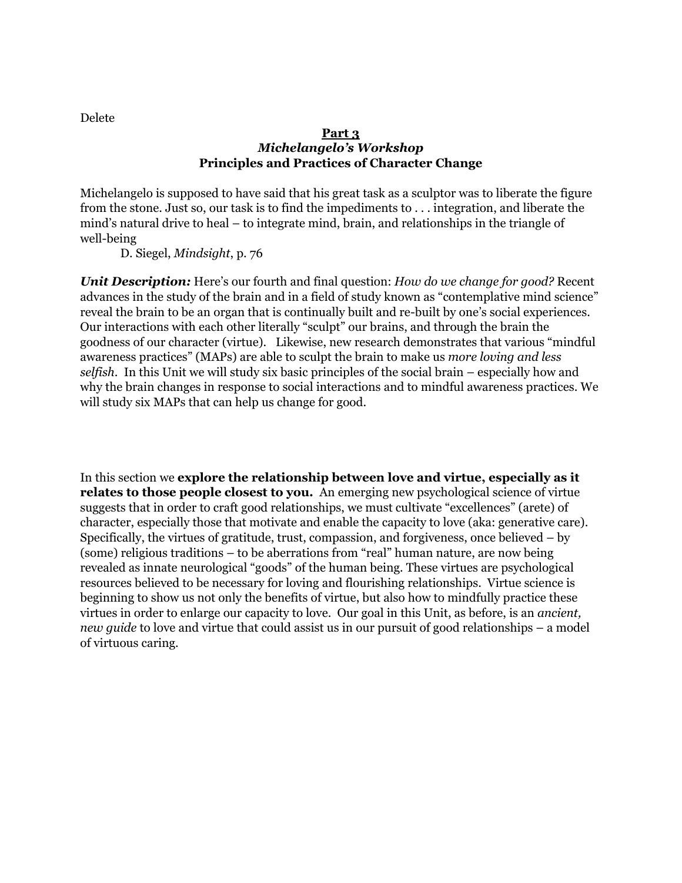Delete

## Part 3
### *Michelangelo's Workshop*
### Principles and Practices of Character Change

Michelangelo is supposed to have said that his great task as a sculptor was to liberate the figure from the stone. Just so, our task is to find the impediments to . . . integration, and liberate the mind's natural drive to heal – to integrate mind, brain, and relationships in the triangle of well-being

D. Siegel, *Mindsight*, p. 76

***Unit Description:*** Here's our fourth and final question: *How do we change for good?* Recent advances in the study of the brain and in a field of study known as "contemplative mind science" reveal the brain to be an organ that is continually built and re-built by one's social experiences. Our interactions with each other literally "sculpt" our brains, and through the brain the goodness of our character (virtue). Likewise, new research demonstrates that various "mindful awareness practices" (MAPs) are able to sculpt the brain to make us *more loving and less selfish*. In this Unit we will study six basic principles of the social brain – especially how and why the brain changes in response to social interactions and to mindful awareness practices. We will study six MAPs that can help us change for good.

In this section we **explore the relationship between love and virtue, especially as it relates to those people closest to you.** An emerging new psychological science of virtue suggests that in order to craft good relationships, we must cultivate "excellences" (arete) of character, especially those that motivate and enable the capacity to love (aka: generative care). Specifically, the virtues of gratitude, trust, compassion, and forgiveness, once believed – by (some) religious traditions – to be aberrations from "real" human nature, are now being revealed as innate neurological "goods" of the human being. These virtues are psychological resources believed to be necessary for loving and flourishing relationships. Virtue science is beginning to show us not only the benefits of virtue, but also how to mindfully practice these virtues in order to enlarge our capacity to love. Our goal in this Unit, as before, is an *ancient, new guide* to love and virtue that could assist us in our pursuit of good relationships – a model of virtuous caring.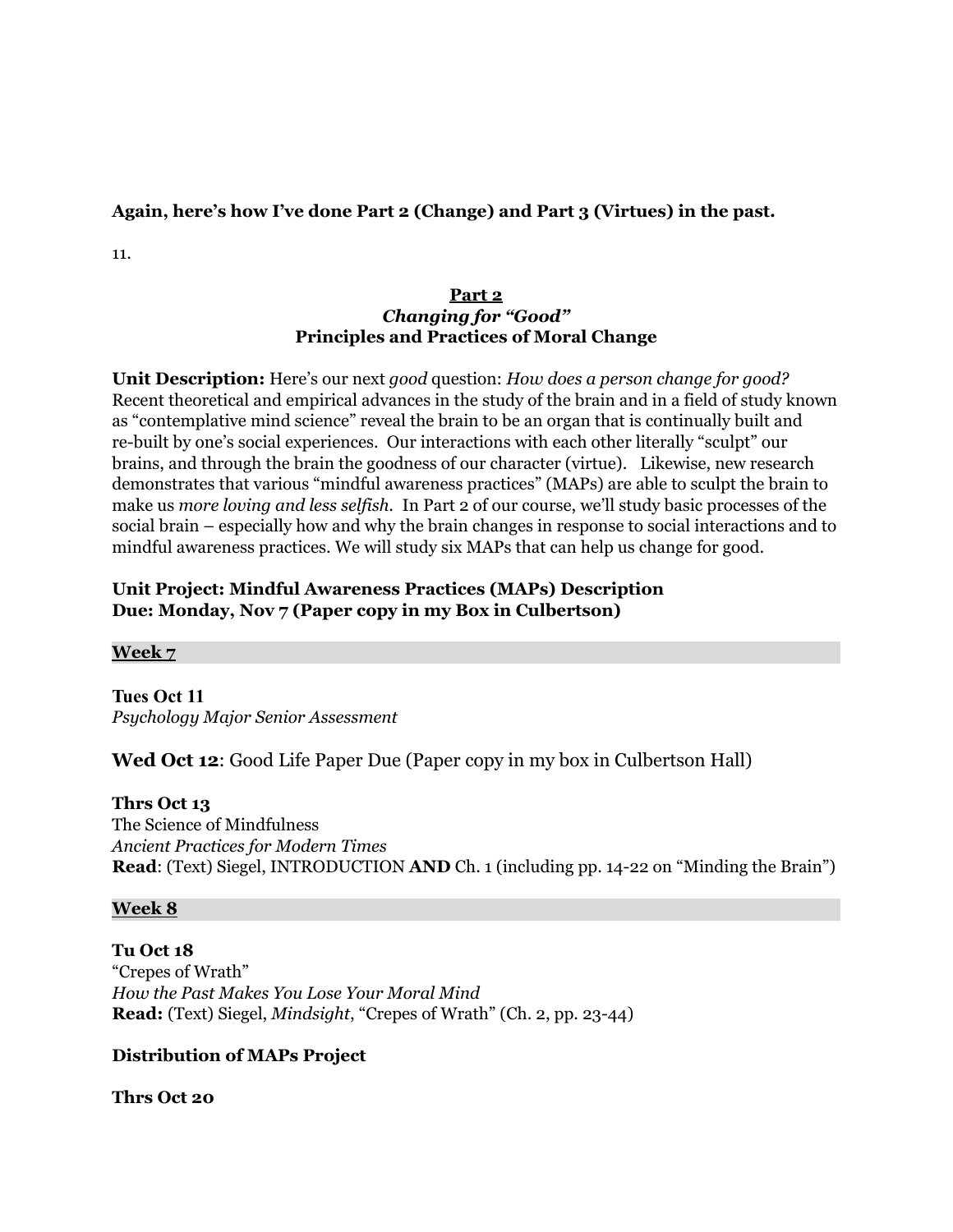**Again, here's how I've done Part 2 (Change) and Part 3 (Virtues) in the past.**

11.

## Part 2
### *Changing for "Good"*
### Principles and Practices of Moral Change

**Unit Description:** Here's our next *good* question: *How does a person change for good?* Recent theoretical and empirical advances in the study of the brain and in a field of study known as "contemplative mind science" reveal the brain to be an organ that is continually built and re-built by one's social experiences. Our interactions with each other literally "sculpt" our brains, and through the brain the goodness of our character (virtue). Likewise, new research demonstrates that various "mindful awareness practices" (MAPs) are able to sculpt the brain to make us *more loving and less selfish.* In Part 2 of our course, we'll study basic processes of the social brain – especially how and why the brain changes in response to social interactions and to mindful awareness practices. We will study six MAPs that can help us change for good.

**Unit Project: Mindful Awareness Practices (MAPs) Description**
**Due: Monday, Nov 7 (Paper copy in my Box in Culbertson)**

### Week 7

**Tues Oct 11**
*Psychology Major Senior Assessment*

**Wed Oct 12**: Good Life Paper Due (Paper copy in my box in Culbertson Hall)

**Thrs Oct 13**
The Science of Mindfulness
*Ancient Practices for Modern Times*
**Read**: (Text) Siegel, INTRODUCTION **AND** Ch. 1 (including pp. 14-22 on "Minding the Brain")

### Week 8

**Tu Oct 18**
"Crepes of Wrath"
*How the Past Makes You Lose Your Moral Mind*
**Read:** (Text) Siegel, *Mindsight*, "Crepes of Wrath" (Ch. 2, pp. 23-44)

**Distribution of MAPs Project**

**Thrs Oct 20**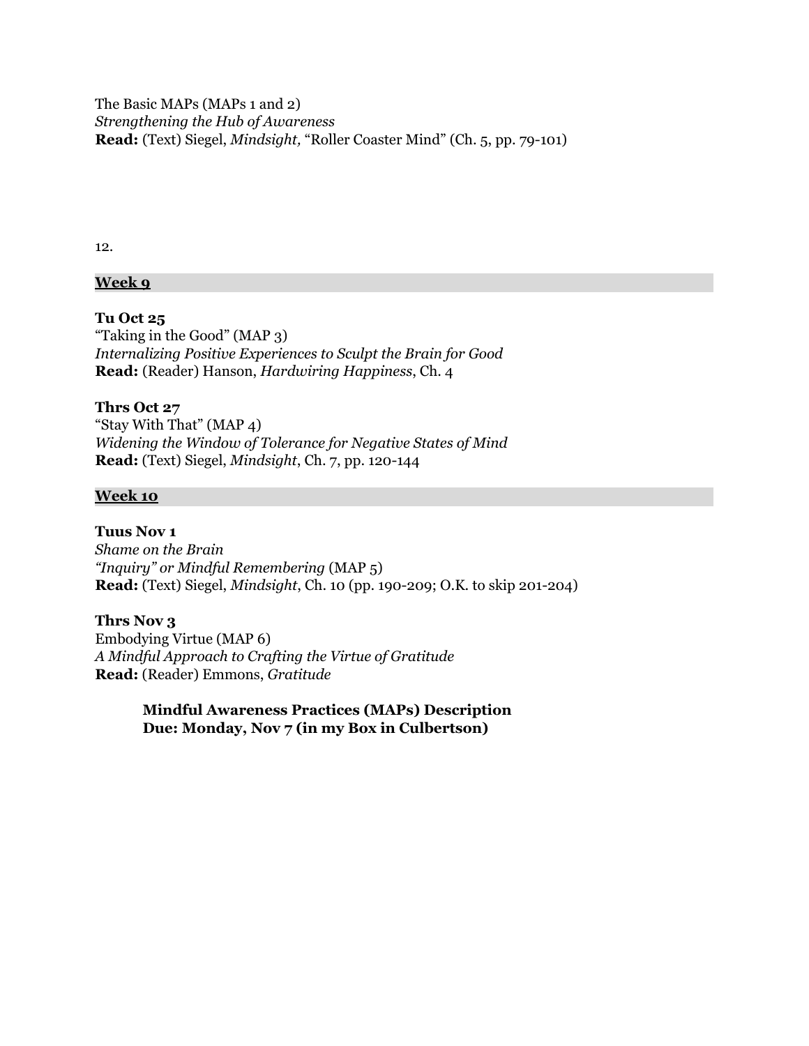The Basic MAPs (MAPs 1 and 2)
*Strengthening the Hub of Awareness*
**Read:** (Text) Siegel, *Mindsight,* "Roller Coaster Mind" (Ch. 5, pp. 79-101)

12.

## Week 9

**Tu Oct 25**
"Taking in the Good" (MAP 3)
*Internalizing Positive Experiences to Sculpt the Brain for Good*
**Read:** (Reader) Hanson, *Hardwiring Happiness*, Ch. 4

**Thrs Oct 27**
"Stay With That" (MAP 4)
*Widening the Window of Tolerance for Negative States of Mind*
**Read:** (Text) Siegel, *Mindsight*, Ch. 7, pp. 120-144

## Week 10

**Tuus Nov 1**
*Shame on the Brain*
*"Inquiry" or Mindful Remembering* (MAP 5)
**Read:** (Text) Siegel, *Mindsight*, Ch. 10 (pp. 190-209; O.K. to skip 201-204)

**Thrs Nov 3**
Embodying Virtue (MAP 6)
*A Mindful Approach to Crafting the Virtue of Gratitude*
**Read:** (Reader) Emmons, *Gratitude*

**Mindful Awareness Practices (MAPs) Description**
**Due: Monday, Nov 7 (in my Box in Culbertson)**